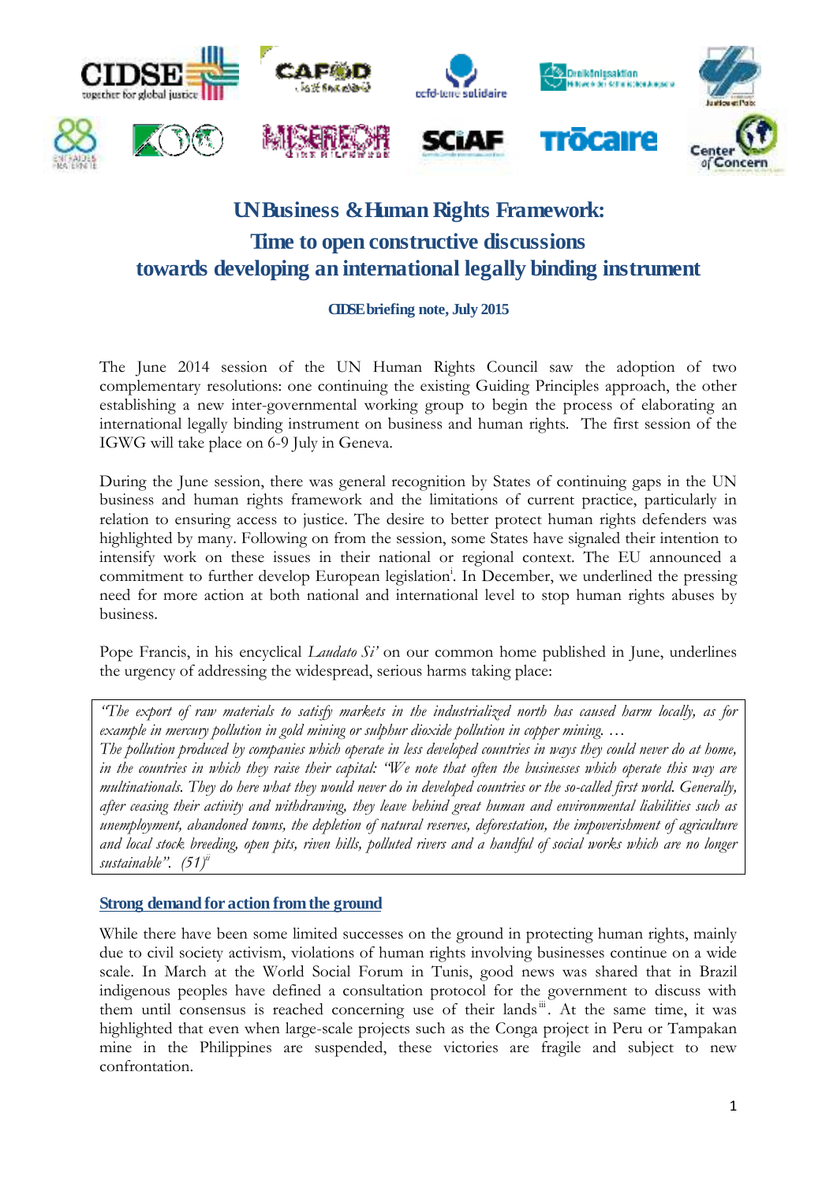# UN Business & Human Rights Framework: Time to open constructive discussions towards developing an international legally binding instrument

**CIDSE briefing note, July 2015**

The June 2014 session of the UN Human Rights Council saw the adoption of two complementary resolutions: one continuing the existing Guiding Principles approach, the other establishing a new inter-governmental working group to begin the process of elaborating an international legally binding instrument on business and human rights. The first session of the IGWG will take place on 6-9 July in Geneva.

During the June session, there was general recognition by States of continuing gaps in the UN business and human rights framework and the limitations of current practice, particularly in relation to ensuring access to justice. The desire to better protect human rights defenders was highlighted by many. Following on from the session, some States have signaled their intention to intensify work on these issues in their national or regional context. The EU announced a commitment to further develop European legislation[i]. In December, we underlined the pressing need for more action at both national and international level to stop human rights abuses by business.

Pope Francis, in his encyclical *Laudato Si'* on our common home published in June, underlines the urgency of addressing the widespread, serious harms taking place:

> *"The export of raw materials to satisfy markets in the industrialized north has caused harm locally, as for example in mercury pollution in gold mining or sulphur dioxide pollution in copper mining. …*
> *The pollution produced by companies which operate in less developed countries in ways they could never do at home, in the countries in which they raise their capital: "We note that often the businesses which operate this way are multinationals. They do here what they would never do in developed countries or the so-called first world. Generally, after ceasing their activity and withdrawing, they leave behind great human and environmental liabilities such as unemployment, abandoned towns, the depletion of natural reserves, deforestation, the impoverishment of agriculture and local stock breeding, open pits, riven hills, polluted rivers and a handful of social works which are no longer sustainable". (51)*[ii]

## Strong demand for action from the ground

While there have been some limited successes on the ground in protecting human rights, mainly due to civil society activism, violations of human rights involving businesses continue on a wide scale. In March at the World Social Forum in Tunis, good news was shared that in Brazil indigenous peoples have defined a consultation protocol for the government to discuss with them until consensus is reached concerning use of their lands[iii]. At the same time, it was highlighted that even when large-scale projects such as the Conga project in Peru or Tampakan mine in the Philippines are suspended, these victories are fragile and subject to new confrontation.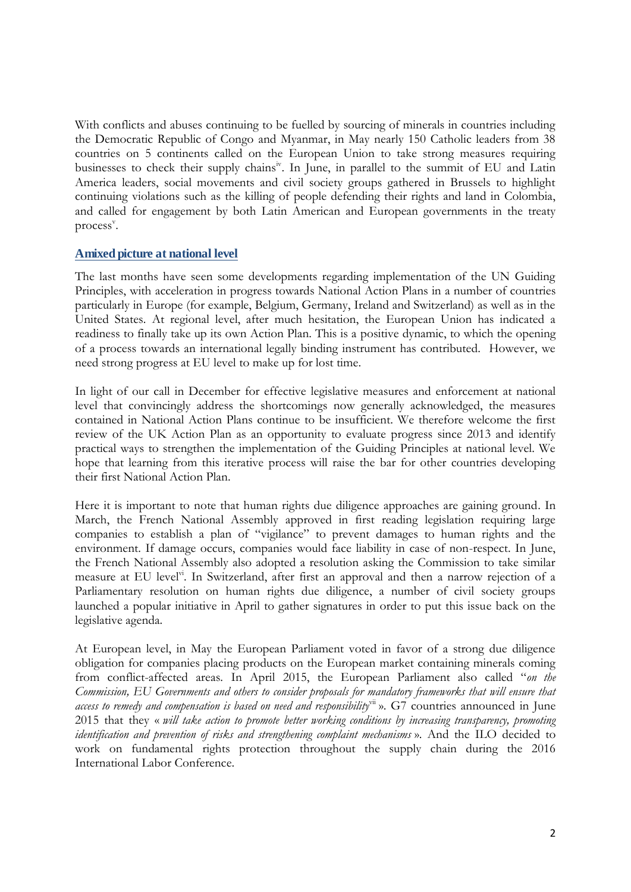With conflicts and abuses continuing to be fuelled by sourcing of minerals in countries including the Democratic Republic of Congo and Myanmar, in May nearly 150 Catholic leaders from 38 countries on 5 continents called on the European Union to take strong measures requiring businesses to check their supply chains[iv]. In June, in parallel to the summit of EU and Latin America leaders, social movements and civil society groups gathered in Brussels to highlight continuing violations such as the killing of people defending their rights and land in Colombia, and called for engagement by both Latin American and European governments in the treaty process[v].

## A mixed picture at national level

The last months have seen some developments regarding implementation of the UN Guiding Principles, with acceleration in progress towards National Action Plans in a number of countries particularly in Europe (for example, Belgium, Germany, Ireland and Switzerland) as well as in the United States. At regional level, after much hesitation, the European Union has indicated a readiness to finally take up its own Action Plan. This is a positive dynamic, to which the opening of a process towards an international legally binding instrument has contributed. However, we need strong progress at EU level to make up for lost time.

In light of our call in December for effective legislative measures and enforcement at national level that convincingly address the shortcomings now generally acknowledged, the measures contained in National Action Plans continue to be insufficient. We therefore welcome the first review of the UK Action Plan as an opportunity to evaluate progress since 2013 and identify practical ways to strengthen the implementation of the Guiding Principles at national level. We hope that learning from this iterative process will raise the bar for other countries developing their first National Action Plan.

Here it is important to note that human rights due diligence approaches are gaining ground. In March, the French National Assembly approved in first reading legislation requiring large companies to establish a plan of "vigilance" to prevent damages to human rights and the environment. If damage occurs, companies would face liability in case of non-respect. In June, the French National Assembly also adopted a resolution asking the Commission to take similar measure at EU level[vi]. In Switzerland, after first an approval and then a narrow rejection of a Parliamentary resolution on human rights due diligence, a number of civil society groups launched a popular initiative in April to gather signatures in order to put this issue back on the legislative agenda.

At European level, in May the European Parliament voted in favor of a strong due diligence obligation for companies placing products on the European market containing minerals coming from conflict-affected areas. In April 2015, the European Parliament also called "*on the Commission, EU Governments and others to consider proposals for mandatory frameworks that will ensure that access to remedy and compensation is based on need and responsibility*[vii] ». G7 countries announced in June 2015 that they « *will take action to promote better working conditions by increasing transparency, promoting identification and prevention of risks and strengthening complaint mechanisms* ». And the ILO decided to work on fundamental rights protection throughout the supply chain during the 2016 International Labor Conference.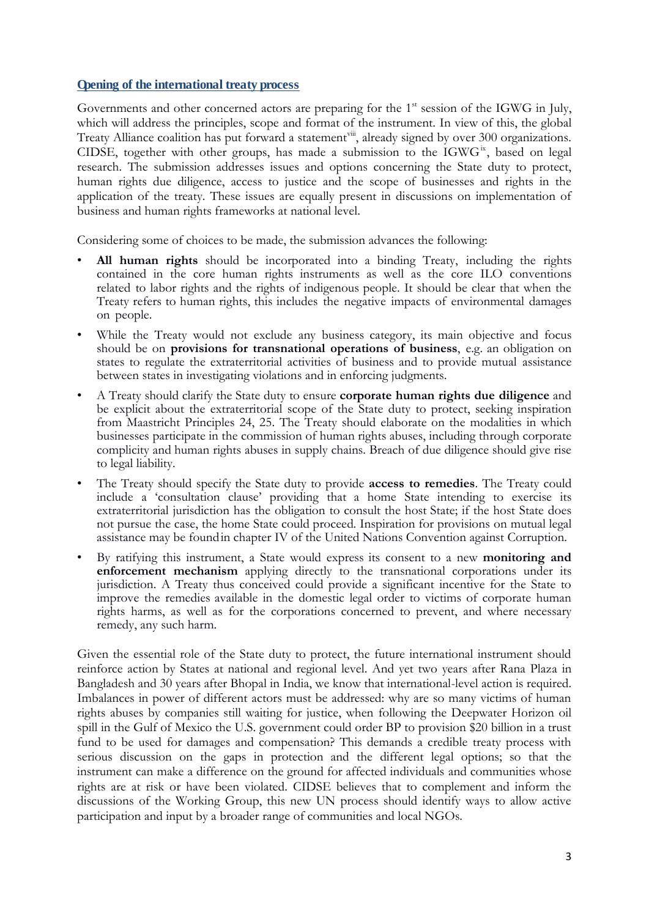## Opening of the international treaty process

Governments and other concerned actors are preparing for the 1st session of the IGWG in July, which will address the principles, scope and format of the instrument. In view of this, the global Treaty Alliance coalition has put forward a statement[viii], already signed by over 300 organizations. CIDSE, together with other groups, has made a submission to the IGWG[ix], based on legal research. The submission addresses issues and options concerning the State duty to protect, human rights due diligence, access to justice and the scope of businesses and rights in the application of the treaty. These issues are equally present in discussions on implementation of business and human rights frameworks at national level.

Considering some of choices to be made, the submission advances the following:

- **All human rights** should be incorporated into a binding Treaty, including the rights contained in the core human rights instruments as well as the core ILO conventions related to labor rights and the rights of indigenous people. It should be clear that when the Treaty refers to human rights, this includes the negative impacts of environmental damages on people.
- While the Treaty would not exclude any business category, its main objective and focus should be on **provisions for transnational operations of business**, e.g. an obligation on states to regulate the extraterritorial activities of business and to provide mutual assistance between states in investigating violations and in enforcing judgments.
- A Treaty should clarify the State duty to ensure **corporate human rights due diligence** and be explicit about the extraterritorial scope of the State duty to protect, seeking inspiration from Maastricht Principles 24, 25. The Treaty should elaborate on the modalities in which businesses participate in the commission of human rights abuses, including through corporate complicity and human rights abuses in supply chains. Breach of due diligence should give rise to legal liability.
- The Treaty should specify the State duty to provide **access to remedies**. The Treaty could include a 'consultation clause' providing that a home State intending to exercise its extraterritorial jurisdiction has the obligation to consult the host State; if the host State does not pursue the case, the home State could proceed. Inspiration for provisions on mutual legal assistance may be found in chapter IV of the United Nations Convention against Corruption.
- By ratifying this instrument, a State would express its consent to a new **monitoring and enforcement mechanism** applying directly to the transnational corporations under its jurisdiction. A Treaty thus conceived could provide a significant incentive for the State to improve the remedies available in the domestic legal order to victims of corporate human rights harms, as well as for the corporations concerned to prevent, and where necessary remedy, any such harm.

Given the essential role of the State duty to protect, the future international instrument should reinforce action by States at national and regional level. And yet two years after Rana Plaza in Bangladesh and 30 years after Bhopal in India, we know that international-level action is required. Imbalances in power of different actors must be addressed: why are so many victims of human rights abuses by companies still waiting for justice, when following the Deepwater Horizon oil spill in the Gulf of Mexico the U.S. government could order BP to provision $20 billion in a trust fund to be used for damages and compensation? This demands a credible treaty process with serious discussion on the gaps in protection and the different legal options; so that the instrument can make a difference on the ground for affected individuals and communities whose rights are at risk or have been violated. CIDSE believes that to complement and inform the discussions of the Working Group, this new UN process should identify ways to allow active participation and input by a broader range of communities and local NGOs.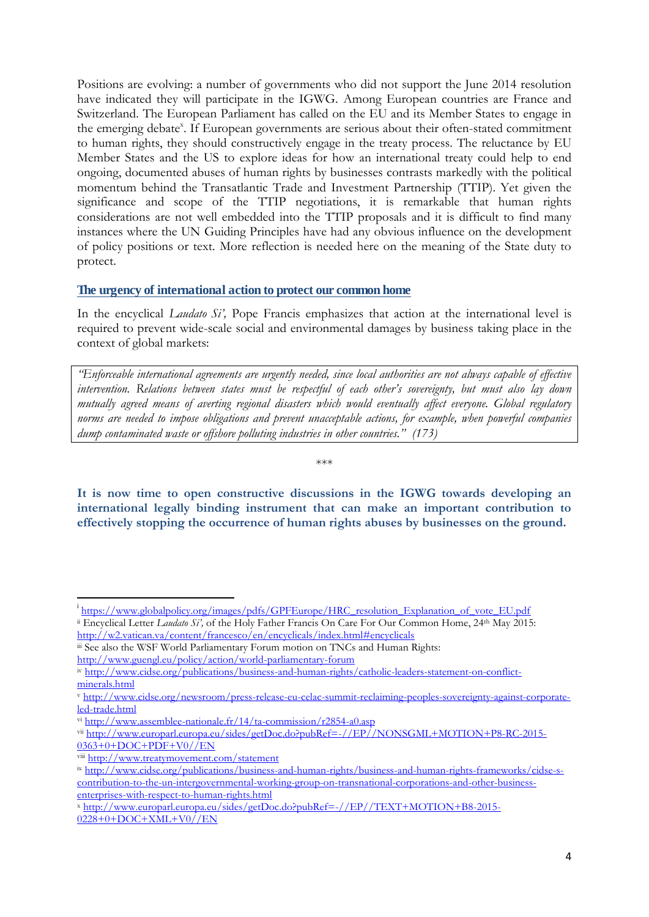Positions are evolving: a number of governments who did not support the June 2014 resolution have indicated they will participate in the IGWG. Among European countries are France and Switzerland. The European Parliament has called on the EU and its Member States to engage in the emerging debate[x]. If European governments are serious about their often-stated commitment to human rights, they should constructively engage in the treaty process. The reluctance by EU Member States and the US to explore ideas for how an international treaty could help to end ongoing, documented abuses of human rights by businesses contrasts markedly with the political momentum behind the Transatlantic Trade and Investment Partnership (TTIP). Yet given the significance and scope of the TTIP negotiations, it is remarkable that human rights considerations are not well embedded into the TTIP proposals and it is difficult to find many instances where the UN Guiding Principles have had any obvious influence on the development of policy positions or text. More reflection is needed here on the meaning of the State duty to protect.

## The urgency of international action to protect our common home

In the encyclical *Laudato Si',* Pope Francis emphasizes that action at the international level is required to prevent wide-scale social and environmental damages by business taking place in the context of global markets:

> *"Enforceable international agreements are urgently needed, since local authorities are not always capable of effective intervention. Relations between states must be respectful of each other's sovereignty, but must also lay down mutually agreed means of averting regional disasters which would eventually affect everyone. Global regulatory norms are needed to impose obligations and prevent unacceptable actions, for example, when powerful companies dump contaminated waste or offshore polluting industries in other countries." (173)*

\*\*\*

**It is now time to open constructive discussions in the IGWG towards developing an international legally binding instrument that can make an important contribution to effectively stopping the occurrence of human rights abuses by businesses on the ground.**

---

[i] https://www.globalpolicy.org/images/pdfs/GPFEurope/HRC_resolution_Explanation_of_vote_EU.pdf

[ii] Encyclical Letter *Laudato Si',* of the Holy Father Francis On Care For Our Common Home, 24th May 2015: http://w2.vatican.va/content/francesco/en/encyclicals/index.html#encyclicals

[iii] See also the WSF World Parliamentary Forum motion on TNCs and Human Rights: http://www.guengl.eu/policy/action/world-parliamentary-forum

[iv] http://www.cidse.org/publications/business-and-human-rights/catholic-leaders-statement-on-conflict-minerals.html

[v] http://www.cidse.org/newsroom/press-release-eu-celac-summit-reclaiming-peoples-sovereignty-against-corporate-led-trade.html

[vi] http://www.assemblee-nationale.fr/14/ta-commission/r2854-a0.asp

[vii] http://www.europarl.europa.eu/sides/getDoc.do?pubRef=-//EP//NONSGML+MOTION+P8-RC-2015-0363+0+DOC+PDF+V0//EN

[viii] http://www.treatymovement.com/statement

[ix] http://www.cidse.org/publications/business-and-human-rights/business-and-human-rights-frameworks/cidse-s-contribution-to-the-un-intergovernmental-working-group-on-transnational-corporations-and-other-business-enterprises-with-respect-to-human-rights.html

[x] http://www.europarl.europa.eu/sides/getDoc.do?pubRef=-//EP//TEXT+MOTION+B8-2015-0228+0+DOC+XML+V0//EN